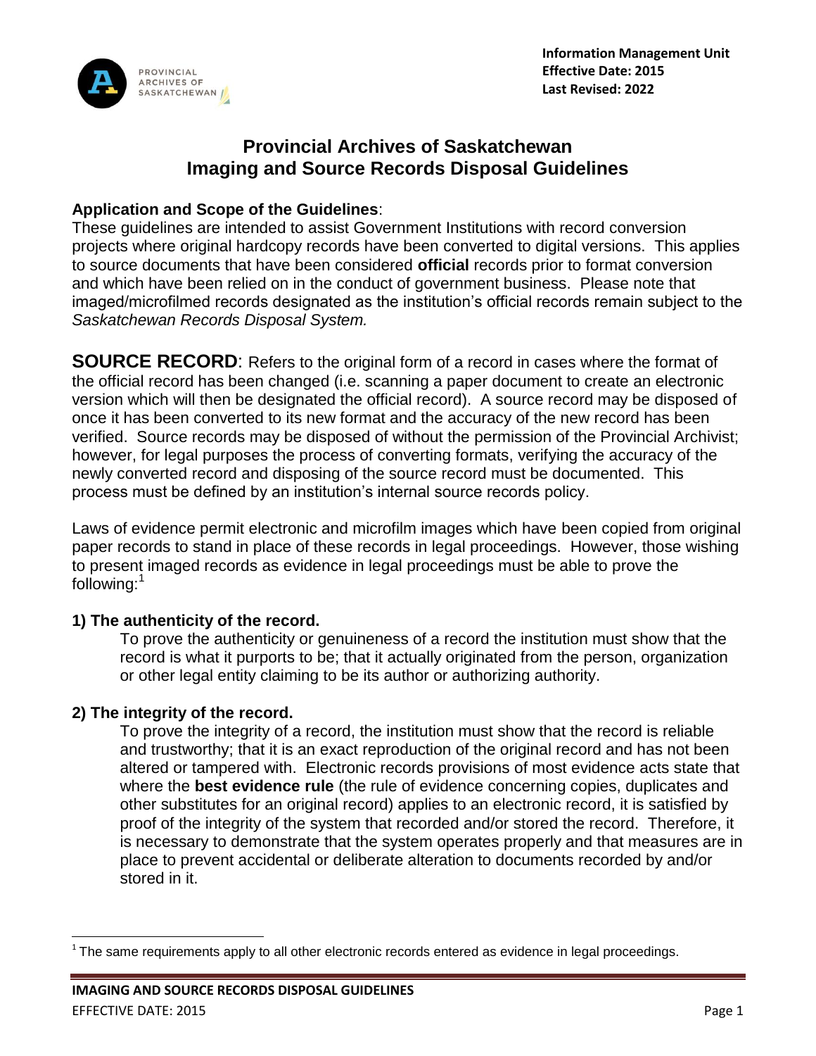**Information Management Unit**
**Effective Date: 2015**
**Last Revised: 2022**

# Provincial Archives of Saskatchewan
# Imaging and Source Records Disposal Guidelines

**Application and Scope of the Guidelines**:

These guidelines are intended to assist Government Institutions with record conversion projects where original hardcopy records have been converted to digital versions. This applies to source documents that have been considered **official** records prior to format conversion and which have been relied on in the conduct of government business. Please note that imaged/microfilmed records designated as the institution's official records remain subject to the *Saskatchewan Records Disposal System.*

**SOURCE RECORD**: Refers to the original form of a record in cases where the format of the official record has been changed (i.e. scanning a paper document to create an electronic version which will then be designated the official record). A source record may be disposed of once it has been converted to its new format and the accuracy of the new record has been verified. Source records may be disposed of without the permission of the Provincial Archivist; however, for legal purposes the process of converting formats, verifying the accuracy of the newly converted record and disposing of the source record must be documented. This process must be defined by an institution's internal source records policy.

Laws of evidence permit electronic and microfilm images which have been copied from original paper records to stand in place of these records in legal proceedings. However, those wishing to present imaged records as evidence in legal proceedings must be able to prove the following:[1]

**1) The authenticity of the record.**

To prove the authenticity or genuineness of a record the institution must show that the record is what it purports to be; that it actually originated from the person, organization or other legal entity claiming to be its author or authorizing authority.

**2) The integrity of the record.**

To prove the integrity of a record, the institution must show that the record is reliable and trustworthy; that it is an exact reproduction of the original record and has not been altered or tampered with. Electronic records provisions of most evidence acts state that where the **best evidence rule** (the rule of evidence concerning copies, duplicates and other substitutes for an original record) applies to an electronic record, it is satisfied by proof of the integrity of the system that recorded and/or stored the record. Therefore, it is necessary to demonstrate that the system operates properly and that measures are in place to prevent accidental or deliberate alteration to documents recorded by and/or stored in it.

[1] The same requirements apply to all other electronic records entered as evidence in legal proceedings.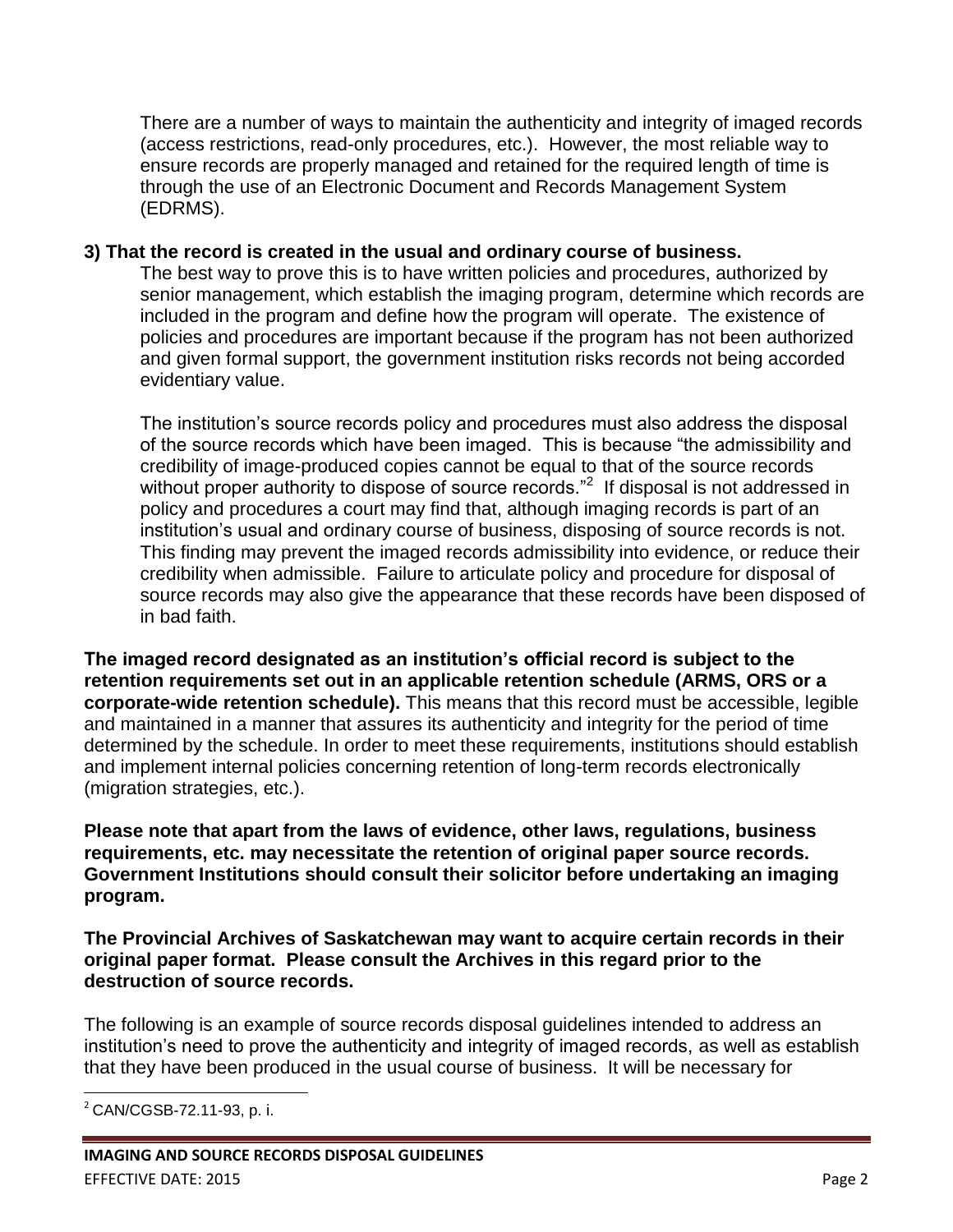There are a number of ways to maintain the authenticity and integrity of imaged records (access restrictions, read-only procedures, etc.). However, the most reliable way to ensure records are properly managed and retained for the required length of time is through the use of an Electronic Document and Records Management System (EDRMS).

**3) That the record is created in the usual and ordinary course of business.**

The best way to prove this is to have written policies and procedures, authorized by senior management, which establish the imaging program, determine which records are included in the program and define how the program will operate. The existence of policies and procedures are important because if the program has not been authorized and given formal support, the government institution risks records not being accorded evidentiary value.

The institution's source records policy and procedures must also address the disposal of the source records which have been imaged. This is because "the admissibility and credibility of image-produced copies cannot be equal to that of the source records without proper authority to dispose of source records."[2] If disposal is not addressed in policy and procedures a court may find that, although imaging records is part of an institution's usual and ordinary course of business, disposing of source records is not. This finding may prevent the imaged records admissibility into evidence, or reduce their credibility when admissible. Failure to articulate policy and procedure for disposal of source records may also give the appearance that these records have been disposed of in bad faith.

**The imaged record designated as an institution's official record is subject to the retention requirements set out in an applicable retention schedule (ARMS, ORS or a corporate-wide retention schedule).** This means that this record must be accessible, legible and maintained in a manner that assures its authenticity and integrity for the period of time determined by the schedule. In order to meet these requirements, institutions should establish and implement internal policies concerning retention of long-term records electronically (migration strategies, etc.).

**Please note that apart from the laws of evidence, other laws, regulations, business requirements, etc. may necessitate the retention of original paper source records. Government Institutions should consult their solicitor before undertaking an imaging program.**

**The Provincial Archives of Saskatchewan may want to acquire certain records in their original paper format. Please consult the Archives in this regard prior to the destruction of source records.**

The following is an example of source records disposal guidelines intended to address an institution's need to prove the authenticity and integrity of imaged records, as well as establish that they have been produced in the usual course of business. It will be necessary for

[2] CAN/CGSB-72.11-93, p. i.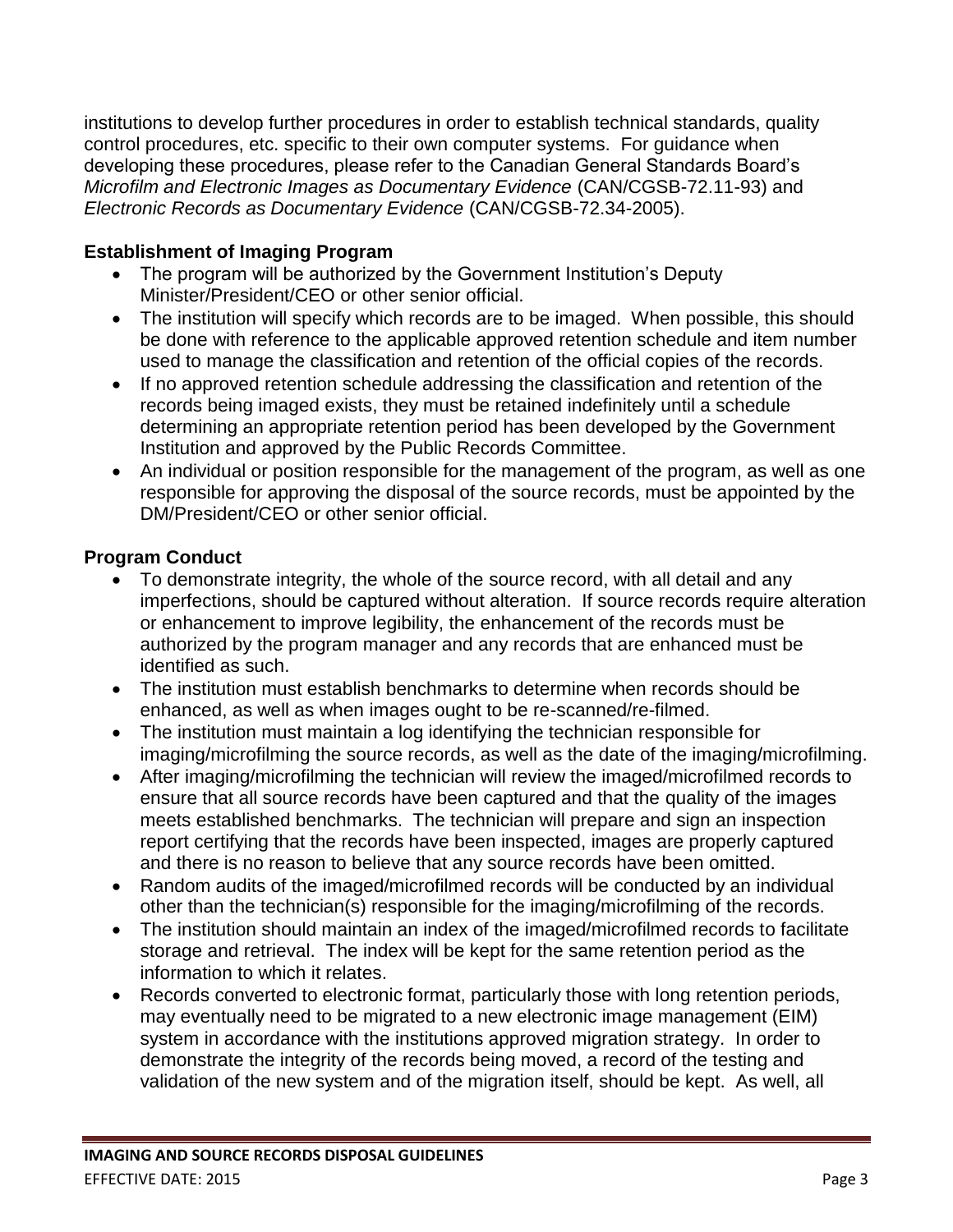institutions to develop further procedures in order to establish technical standards, quality control procedures, etc. specific to their own computer systems. For guidance when developing these procedures, please refer to the Canadian General Standards Board's *Microfilm and Electronic Images as Documentary Evidence* (CAN/CGSB-72.11-93) and *Electronic Records as Documentary Evidence* (CAN/CGSB-72.34-2005).

### Establishment of Imaging Program

- The program will be authorized by the Government Institution's Deputy Minister/President/CEO or other senior official.
- The institution will specify which records are to be imaged. When possible, this should be done with reference to the applicable approved retention schedule and item number used to manage the classification and retention of the official copies of the records.
- If no approved retention schedule addressing the classification and retention of the records being imaged exists, they must be retained indefinitely until a schedule determining an appropriate retention period has been developed by the Government Institution and approved by the Public Records Committee.
- An individual or position responsible for the management of the program, as well as one responsible for approving the disposal of the source records, must be appointed by the DM/President/CEO or other senior official.

### Program Conduct

- To demonstrate integrity, the whole of the source record, with all detail and any imperfections, should be captured without alteration. If source records require alteration or enhancement to improve legibility, the enhancement of the records must be authorized by the program manager and any records that are enhanced must be identified as such.
- The institution must establish benchmarks to determine when records should be enhanced, as well as when images ought to be re-scanned/re-filmed.
- The institution must maintain a log identifying the technician responsible for imaging/microfilming the source records, as well as the date of the imaging/microfilming.
- After imaging/microfilming the technician will review the imaged/microfilmed records to ensure that all source records have been captured and that the quality of the images meets established benchmarks. The technician will prepare and sign an inspection report certifying that the records have been inspected, images are properly captured and there is no reason to believe that any source records have been omitted.
- Random audits of the imaged/microfilmed records will be conducted by an individual other than the technician(s) responsible for the imaging/microfilming of the records.
- The institution should maintain an index of the imaged/microfilmed records to facilitate storage and retrieval. The index will be kept for the same retention period as the information to which it relates.
- Records converted to electronic format, particularly those with long retention periods, may eventually need to be migrated to a new electronic image management (EIM) system in accordance with the institutions approved migration strategy. In order to demonstrate the integrity of the records being moved, a record of the testing and validation of the new system and of the migration itself, should be kept. As well, all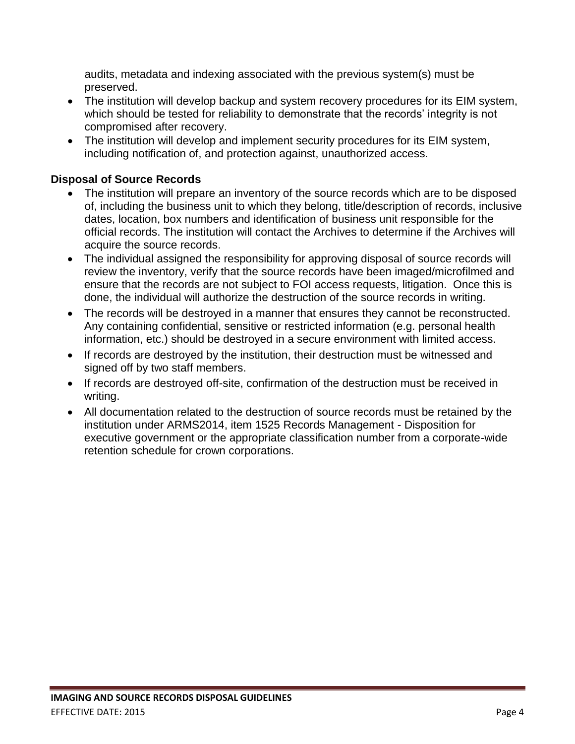audits, metadata and indexing associated with the previous system(s) must be preserved.

- The institution will develop backup and system recovery procedures for its EIM system, which should be tested for reliability to demonstrate that the records' integrity is not compromised after recovery.
- The institution will develop and implement security procedures for its EIM system, including notification of, and protection against, unauthorized access.

### Disposal of Source Records

- The institution will prepare an inventory of the source records which are to be disposed of, including the business unit to which they belong, title/description of records, inclusive dates, location, box numbers and identification of business unit responsible for the official records. The institution will contact the Archives to determine if the Archives will acquire the source records.
- The individual assigned the responsibility for approving disposal of source records will review the inventory, verify that the source records have been imaged/microfilmed and ensure that the records are not subject to FOI access requests, litigation. Once this is done, the individual will authorize the destruction of the source records in writing.
- The records will be destroyed in a manner that ensures they cannot be reconstructed. Any containing confidential, sensitive or restricted information (e.g. personal health information, etc.) should be destroyed in a secure environment with limited access.
- If records are destroyed by the institution, their destruction must be witnessed and signed off by two staff members.
- If records are destroyed off-site, confirmation of the destruction must be received in writing.
- All documentation related to the destruction of source records must be retained by the institution under ARMS2014, item 1525 Records Management - Disposition for executive government or the appropriate classification number from a corporate-wide retention schedule for crown corporations.